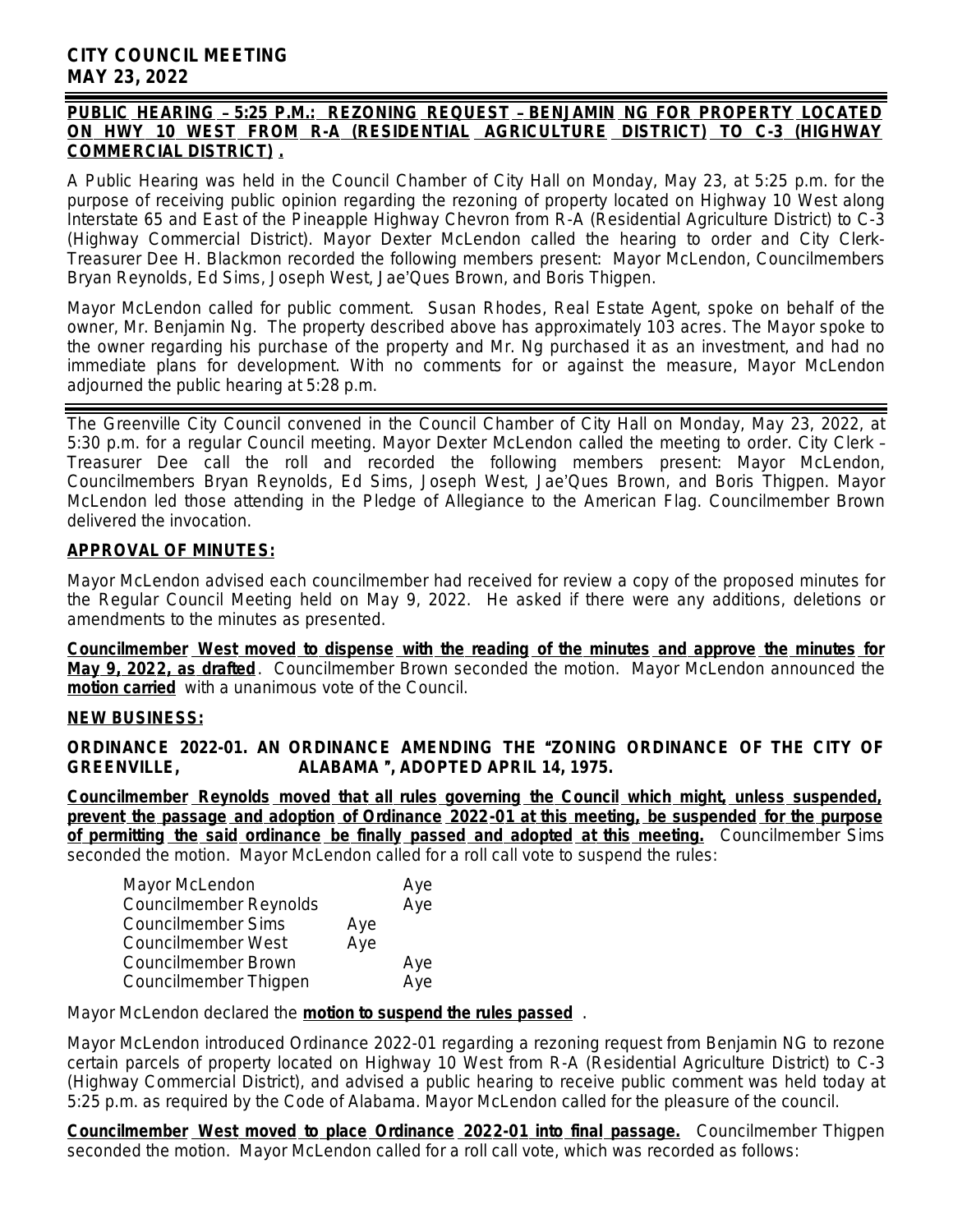**CITY COUNCIL MEETING**
**MAY 23, 2022**

**PUBLIC HEARING – 5:25 P.M.: REZONING REQUEST – BENJAMIN NG FOR PROPERTY LOCATED ON HWY 10 WEST FROM R-A (RESIDENTIAL AGRICULTURE DISTRICT) TO C-3 (HIGHWAY COMMERCIAL DISTRICT) .**

A Public Hearing was held in the Council Chamber of City Hall on Monday, May 23, at 5:25 p.m. for the purpose of receiving public opinion regarding the rezoning of property located on Highway 10 West along Interstate 65 and East of the Pineapple Highway Chevron from R-A (Residential Agriculture District) to C-3 (Highway Commercial District). Mayor Dexter McLendon called the hearing to order and City Clerk-Treasurer Dee H. Blackmon recorded the following members present: Mayor McLendon, Councilmembers Bryan Reynolds, Ed Sims, Joseph West, Jae'Ques Brown, and Boris Thigpen.

Mayor McLendon called for public comment. Susan Rhodes, Real Estate Agent, spoke on behalf of the owner, Mr. Benjamin Ng. The property described above has approximately 103 acres. The Mayor spoke to the owner regarding his purchase of the property and Mr. Ng purchased it as an investment, and had no immediate plans for development. With no comments for or against the measure, Mayor McLendon adjourned the public hearing at 5:28 p.m.

---

The Greenville City Council convened in the Council Chamber of City Hall on Monday, May 23, 2022, at 5:30 p.m. for a regular Council meeting. Mayor Dexter McLendon called the meeting to order. City Clerk – Treasurer Dee call the roll and recorded the following members present: Mayor McLendon, Councilmembers Bryan Reynolds, Ed Sims, Joseph West, Jae'Ques Brown, and Boris Thigpen. Mayor McLendon led those attending in the Pledge of Allegiance to the American Flag. Councilmember Brown delivered the invocation.

**APPROVAL OF MINUTES:**

Mayor McLendon advised each councilmember had received for review a copy of the proposed minutes for the Regular Council Meeting held on May 9, 2022. He asked if there were any additions, deletions or amendments to the minutes as presented.

**Councilmember West moved to dispense with the reading of the minutes and approve the minutes for May 9, 2022, as drafted**. Councilmember Brown seconded the motion. Mayor McLendon announced the **motion carried** with a unanimous vote of the Council.

**NEW BUSINESS:**

**ORDINANCE 2022-01. AN ORDINANCE AMENDING THE "ZONING ORDINANCE OF THE CITY OF GREENVILLE, ALABAMA", ADOPTED APRIL 14, 1975.**

**Councilmember Reynolds moved that all rules governing the Council which might, unless suspended, prevent the passage and adoption of Ordinance 2022-01 at this meeting, be suspended for the purpose of permitting the said ordinance be finally passed and adopted at this meeting.** Councilmember Sims seconded the motion. Mayor McLendon called for a roll call vote to suspend the rules:

| | |
|---|---|
| Mayor McLendon | Aye |
| Councilmember Reynolds | Aye |
| Councilmember Sims | Aye |
| Councilmember West | Aye |
| Councilmember Brown | Aye |
| Councilmember Thigpen | Aye |

Mayor McLendon declared the **motion to suspend the rules passed** .

Mayor McLendon introduced Ordinance 2022-01 regarding a rezoning request from Benjamin NG to rezone certain parcels of property located on Highway 10 West from R-A (Residential Agriculture District) to C-3 (Highway Commercial District), and advised a public hearing to receive public comment was held today at 5:25 p.m. as required by the Code of Alabama. Mayor McLendon called for the pleasure of the council.

**Councilmember West moved to place Ordinance 2022-01 into final passage.** Councilmember Thigpen seconded the motion. Mayor McLendon called for a roll call vote, which was recorded as follows: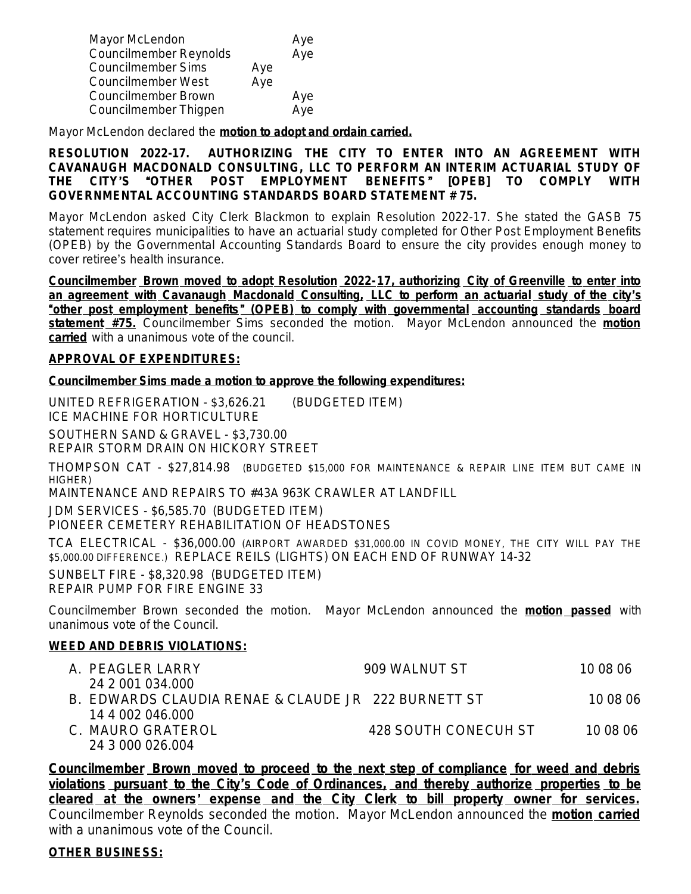| | | |
|---|---|---|
| Mayor McLendon | | Aye |
| Councilmember Reynolds | | Aye |
| Councilmember Sims | Aye | |
| Councilmember West | Aye | |
| Councilmember Brown | | Aye |
| Councilmember Thigpen | | Aye |

Mayor McLendon declared the **motion to adopt and ordain carried.**

**RESOLUTION 2022-17. AUTHORIZING THE CITY TO ENTER INTO AN AGREEMENT WITH CAVANAUGH MACDONALD CONSULTING, LLC TO PERFORM AN INTERIM ACTUARIAL STUDY OF THE CITY'S "OTHER POST EMPLOYMENT BENEFITS" [OPEB] TO COMPLY WITH GOVERNMENTAL ACCOUNTING STANDARDS BOARD STATEMENT #75.**

Mayor McLendon asked City Clerk Blackmon to explain Resolution 2022-17. She stated the GASB 75 statement requires municipalities to have an actuarial study completed for Other Post Employment Benefits (OPEB) by the Governmental Accounting Standards Board to ensure the city provides enough money to cover retiree's health insurance.

**Councilmember Brown moved to adopt Resolution 2022-17, authorizing City of Greenville to enter into an agreement with Cavanaugh Macdonald Consulting, LLC to perform an actuarial study of the city's "other post employment benefits" (OPEB) to comply with governmental accounting standards board statement #75.** Councilmember Sims seconded the motion. Mayor McLendon announced the **motion carried** with a unanimous vote of the council.

**APPROVAL OF EXPENDITURES:**

**Councilmember Sims made a motion to approve the following expenditures:**

UNITED REFRIGERATION - $3,626.21 (BUDGETED ITEM)
ICE MACHINE FOR HORTICULTURE

SOUTHERN SAND & GRAVEL - $3,730.00
REPAIR STORM DRAIN ON HICKORY STREET

THOMPSON CAT - $27,814.98 (BUDGETED $15,000 FOR MAINTENANCE & REPAIR LINE ITEM BUT CAME IN HIGHER)
MAINTENANCE AND REPAIRS TO #43A 963K CRAWLER AT LANDFILL

JDM SERVICES - $6,585.70 (BUDGETED ITEM)
PIONEER CEMETERY REHABILITATION OF HEADSTONES

TCA ELECTRICAL - $36,000.00 (AIRPORT AWARDED $31,000.00 IN COVID MONEY, THE CITY WILL PAY THE $5,000.00 DIFFERENCE.) REPLACE REILS (LIGHTS) ON EACH END OF RUNWAY 14-32

SUNBELT FIRE - $8,320.98 (BUDGETED ITEM)
REPAIR PUMP FOR FIRE ENGINE 33

Councilmember Brown seconded the motion. Mayor McLendon announced the **motion passed** with unanimous vote of the Council.

**WEED AND DEBRIS VIOLATIONS:**

| | | |
|---|---|---|
| A. PEAGLER LARRY<br>24 2 001 034.000 | 909 WALNUT ST | 10 08 06 |
| B. EDWARDS CLAUDIA RENAE & CLAUDE JR<br>14 4 002 046.000 | 222 BURNETT ST | 10 08 06 |
| C. MAURO GRATEROL<br>24 3 000 026.004 | 428 SOUTH CONECUH ST | 10 08 06 |

**Councilmember Brown moved to proceed to the next step of compliance for weed and debris violations pursuant to the City's Code of Ordinances, and thereby authorize properties to be cleared at the owners' expense and the City Clerk to bill property owner for services.** Councilmember Reynolds seconded the motion. Mayor McLendon announced the **motion carried** with a unanimous vote of the Council.

**OTHER BUSINESS:**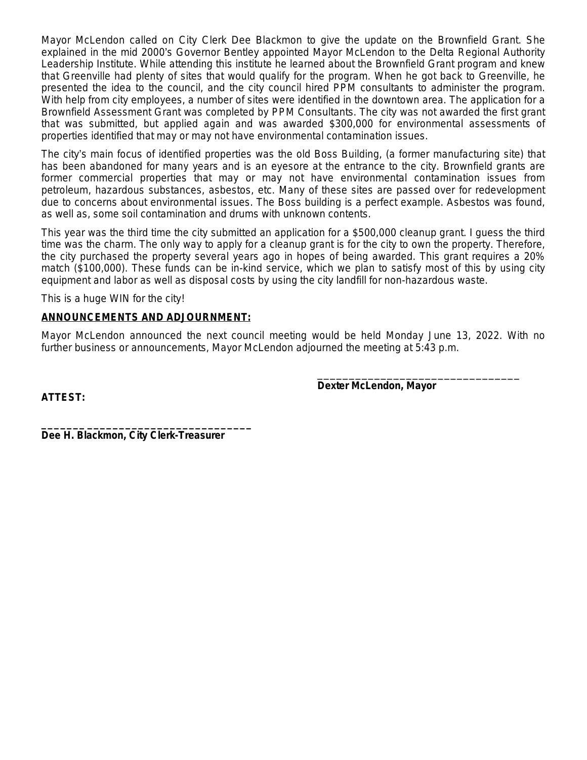Mayor McLendon called on City Clerk Dee Blackmon to give the update on the Brownfield Grant. She explained in the mid 2000's Governor Bentley appointed Mayor McLendon to the Delta Regional Authority Leadership Institute. While attending this institute he learned about the Brownfield Grant program and knew that Greenville had plenty of sites that would qualify for the program. When he got back to Greenville, he presented the idea to the council, and the city council hired PPM consultants to administer the program. With help from city employees, a number of sites were identified in the downtown area. The application for a Brownfield Assessment Grant was completed by PPM Consultants. The city was not awarded the first grant that was submitted, but applied again and was awarded $300,000 for environmental assessments of properties identified that may or may not have environmental contamination issues.

The city's main focus of identified properties was the old Boss Building, (a former manufacturing site) that has been abandoned for many years and is an eyesore at the entrance to the city. Brownfield grants are former commercial properties that may or may not have environmental contamination issues from petroleum, hazardous substances, asbestos, etc. Many of these sites are passed over for redevelopment due to concerns about environmental issues. The Boss building is a perfect example. Asbestos was found, as well as, some soil contamination and drums with unknown contents.

This year was the third time the city submitted an application for a $500,000 cleanup grant. I guess the third time was the charm. The only way to apply for a cleanup grant is for the city to own the property. Therefore, the city purchased the property several years ago in hopes of being awarded. This grant requires a 20% match ($100,000). These funds can be in-kind service, which we plan to satisfy most of this by using city equipment and labor as well as disposal costs by using the city landfill for non-hazardous waste.

This is a huge WIN for the city!

**ANNOUNCEMENTS AND ADJOURNMENT:**

Mayor McLendon announced the next council meeting would be held Monday June 13, 2022. With no further business or announcements, Mayor McLendon adjourned the meeting at 5:43 p.m.

\_\_\_\_\_\_\_\_\_\_\_\_\_\_\_\_\_\_\_\_\_\_\_\_\_\_\_\_\_\_\_\_\_\_

**Dexter McLendon, Mayor**

**ATTEST:**

\_\_\_\_\_\_\_\_\_\_\_\_\_\_\_\_\_\_\_\_\_\_\_\_\_\_\_\_\_\_\_\_\_\_

**Dee H. Blackmon, City Clerk-Treasurer**